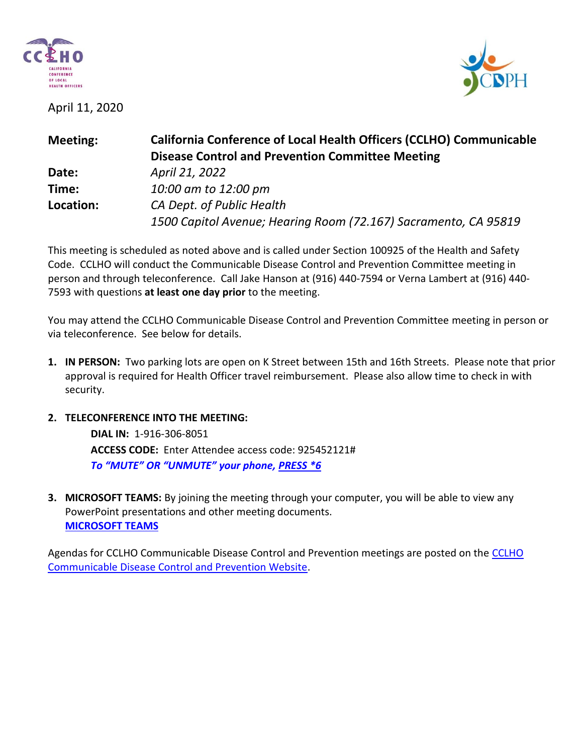April 11, 2020

**Meeting:** **California Conference of Local Health Officers (CCLHO) Communicable Disease Control and Prevention Committee Meeting**
**Date:** *April 21, 2022*
**Time:** *10:00 am to 12:00 pm*
**Location:** *CA Dept. of Public Health*
*1500 Capitol Avenue; Hearing Room (72.167) Sacramento, CA 95819*

This meeting is scheduled as noted above and is called under Section 100925 of the Health and Safety Code. CCLHO will conduct the Communicable Disease Control and Prevention Committee meeting in person and through teleconference. Call Jake Hanson at (916) 440-7594 or Verna Lambert at (916) 440-7593 with questions **at least one day prior** to the meeting.

You may attend the CCLHO Communicable Disease Control and Prevention Committee meeting in person or via teleconference. See below for details.

1. **IN PERSON:** Two parking lots are open on K Street between 15th and 16th Streets. Please note that prior approval is required for Health Officer travel reimbursement. Please also allow time to check in with security.

2. **TELECONFERENCE INTO THE MEETING:**

   **DIAL IN:** 1-916-306-8051

   **ACCESS CODE:** Enter Attendee access code: 925452121#

   ***To "MUTE" OR "UNMUTE" your phone, PRESS *6***

3. **MICROSOFT TEAMS:** By joining the meeting through your computer, you will be able to view any PowerPoint presentations and other meeting documents.
   **MICROSOFT TEAMS**

Agendas for CCLHO Communicable Disease Control and Prevention meetings are posted on the CCLHO Communicable Disease Control and Prevention Website.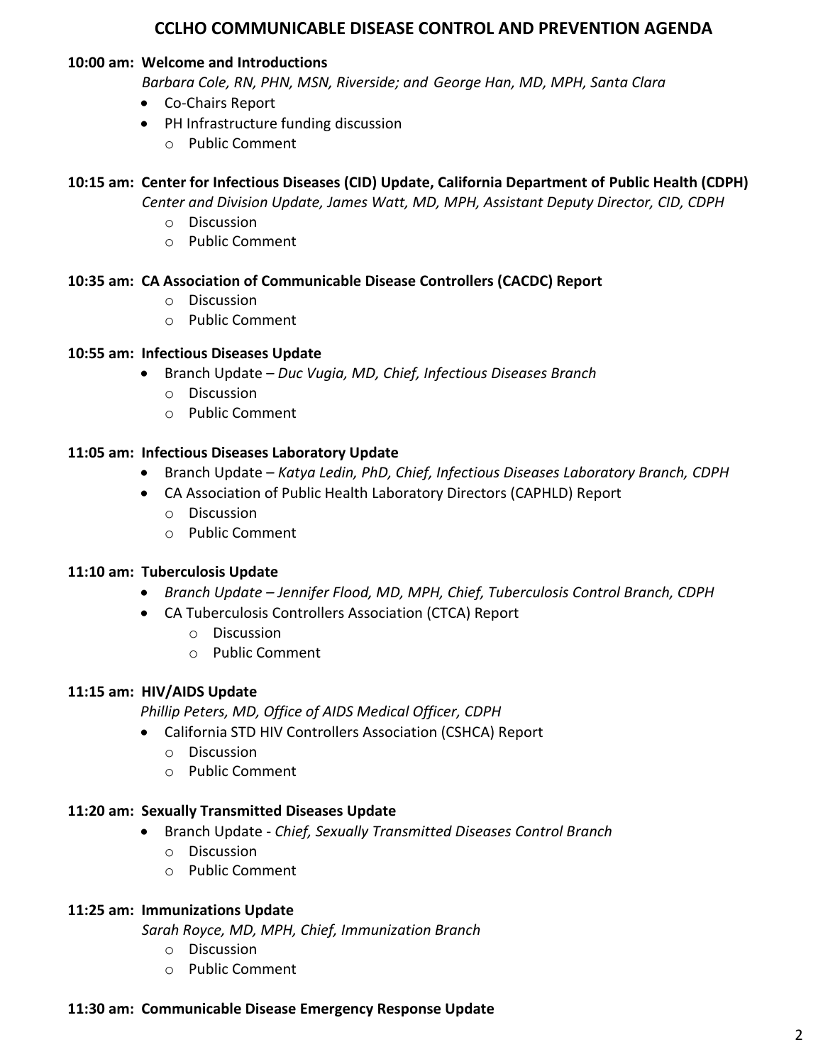# CCLHO COMMUNICABLE DISEASE CONTROL AND PREVENTION AGENDA

**10:00 am: Welcome and Introductions**

*Barbara Cole, RN, PHN, MSN, Riverside; and George Han, MD, MPH, Santa Clara*

- Co-Chairs Report
- PH Infrastructure funding discussion
  - Public Comment

**10:15 am: Center for Infectious Diseases (CID) Update, California Department of Public Health (CDPH)**

*Center and Division Update, James Watt, MD, MPH, Assistant Deputy Director, CID, CDPH*

- Discussion
- Public Comment

**10:35 am: CA Association of Communicable Disease Controllers (CACDC) Report**

- Discussion
- Public Comment

**10:55 am: Infectious Diseases Update**

- Branch Update – *Duc Vugia, MD, Chief, Infectious Diseases Branch*
  - Discussion
  - Public Comment

**11:05 am: Infectious Diseases Laboratory Update**

- Branch Update – *Katya Ledin, PhD, Chief, Infectious Diseases Laboratory Branch, CDPH*
- CA Association of Public Health Laboratory Directors (CAPHLD) Report
  - Discussion
  - Public Comment

**11:10 am: Tuberculosis Update**

- *Branch Update – Jennifer Flood, MD, MPH, Chief, Tuberculosis Control Branch, CDPH*
- CA Tuberculosis Controllers Association (CTCA) Report
  - Discussion
  - Public Comment

**11:15 am: HIV/AIDS Update**

*Phillip Peters, MD, Office of AIDS Medical Officer, CDPH*

- California STD HIV Controllers Association (CSHCA) Report
  - Discussion
  - Public Comment

**11:20 am: Sexually Transmitted Diseases Update**

- Branch Update - *Chief, Sexually Transmitted Diseases Control Branch*
  - Discussion
  - Public Comment

**11:25 am: Immunizations Update**

*Sarah Royce, MD, MPH, Chief, Immunization Branch*

- Discussion
- Public Comment

**11:30 am: Communicable Disease Emergency Response Update**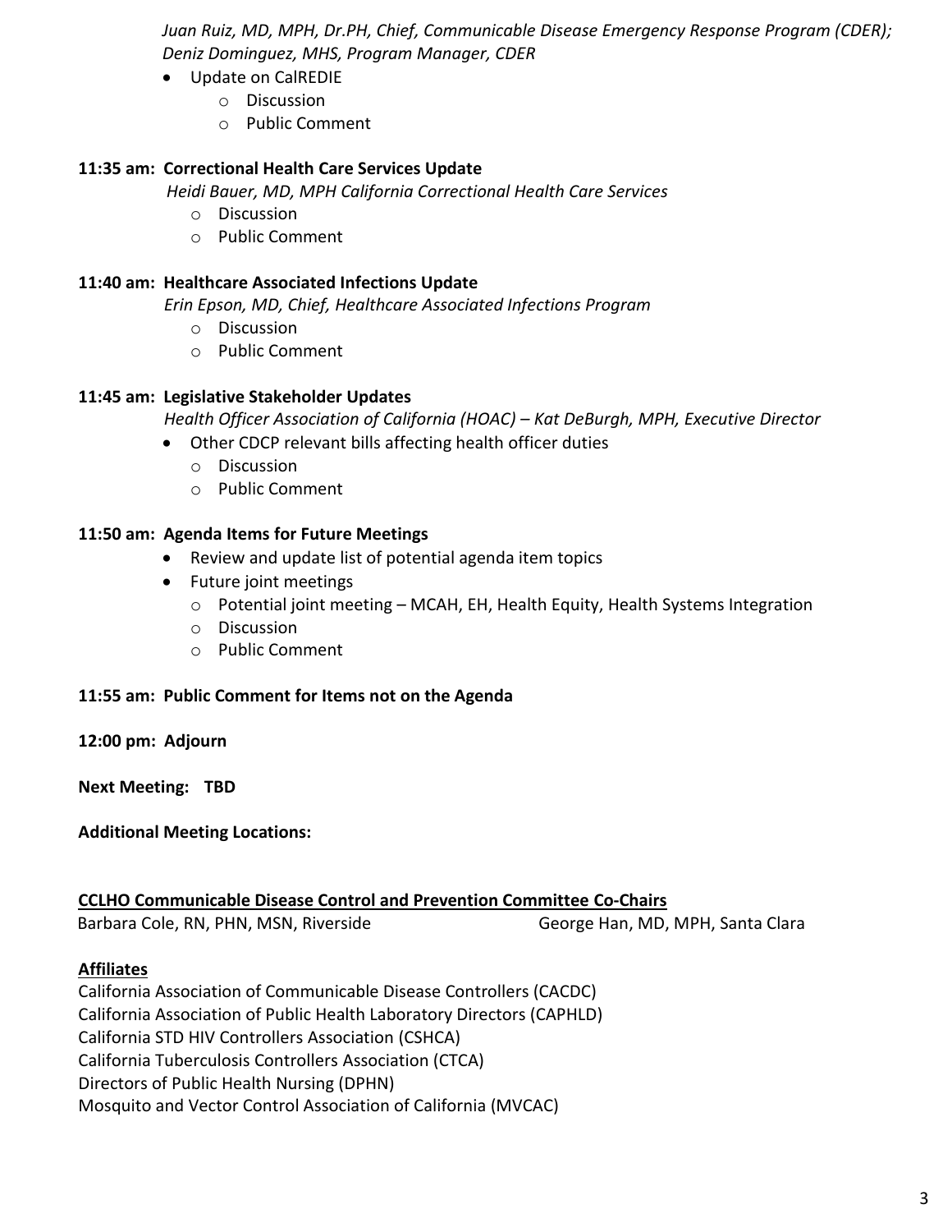*Juan Ruiz, MD, MPH, Dr.PH, Chief, Communicable Disease Emergency Response Program (CDER); Deniz Dominguez, MHS, Program Manager, CDER*

- Update on CalREDIE
  - Discussion
  - Public Comment

**11:35 am: Correctional Health Care Services Update**

*Heidi Bauer, MD, MPH California Correctional Health Care Services*

- Discussion
- Public Comment

**11:40 am: Healthcare Associated Infections Update**

*Erin Epson, MD, Chief, Healthcare Associated Infections Program*

- Discussion
- Public Comment

**11:45 am: Legislative Stakeholder Updates**

*Health Officer Association of California (HOAC) – Kat DeBurgh, MPH, Executive Director*

- Other CDCP relevant bills affecting health officer duties
  - Discussion
  - Public Comment

**11:50 am: Agenda Items for Future Meetings**

- Review and update list of potential agenda item topics
- Future joint meetings
  - Potential joint meeting – MCAH, EH, Health Equity, Health Systems Integration
  - Discussion
  - Public Comment

**11:55 am: Public Comment for Items not on the Agenda**

**12:00 pm: Adjourn**

**Next Meeting: TBD**

**Additional Meeting Locations:**

**CCLHO Communicable Disease Control and Prevention Committee Co-Chairs**

Barbara Cole, RN, PHN, MSN, Riverside

George Han, MD, MPH, Santa Clara

**Affiliates**

California Association of Communicable Disease Controllers (CACDC)
California Association of Public Health Laboratory Directors (CAPHLD)
California STD HIV Controllers Association (CSHCA)
California Tuberculosis Controllers Association (CTCA)
Directors of Public Health Nursing (DPHN)
Mosquito and Vector Control Association of California (MVCAC)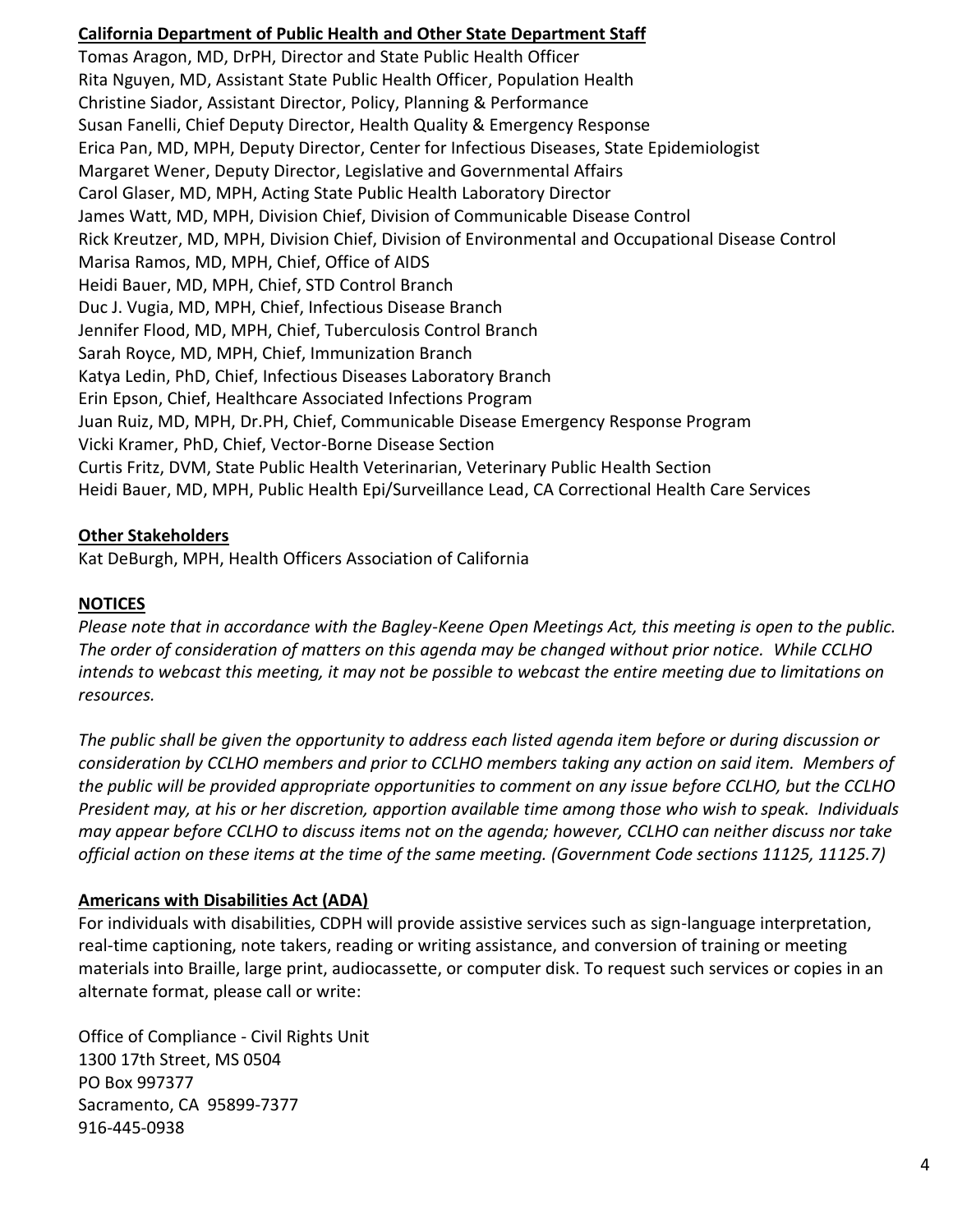**California Department of Public Health and Other State Department Staff**

Tomas Aragon, MD, DrPH, Director and State Public Health Officer
Rita Nguyen, MD, Assistant State Public Health Officer, Population Health
Christine Siador, Assistant Director, Policy, Planning & Performance
Susan Fanelli, Chief Deputy Director, Health Quality & Emergency Response
Erica Pan, MD, MPH, Deputy Director, Center for Infectious Diseases, State Epidemiologist
Margaret Wener, Deputy Director, Legislative and Governmental Affairs
Carol Glaser, MD, MPH, Acting State Public Health Laboratory Director
James Watt, MD, MPH, Division Chief, Division of Communicable Disease Control
Rick Kreutzer, MD, MPH, Division Chief, Division of Environmental and Occupational Disease Control
Marisa Ramos, MD, MPH, Chief, Office of AIDS
Heidi Bauer, MD, MPH, Chief, STD Control Branch
Duc J. Vugia, MD, MPH, Chief, Infectious Disease Branch
Jennifer Flood, MD, MPH, Chief, Tuberculosis Control Branch
Sarah Royce, MD, MPH, Chief, Immunization Branch
Katya Ledin, PhD, Chief, Infectious Diseases Laboratory Branch
Erin Epson, Chief, Healthcare Associated Infections Program
Juan Ruiz, MD, MPH, Dr.PH, Chief, Communicable Disease Emergency Response Program
Vicki Kramer, PhD, Chief, Vector-Borne Disease Section
Curtis Fritz, DVM, State Public Health Veterinarian, Veterinary Public Health Section
Heidi Bauer, MD, MPH, Public Health Epi/Surveillance Lead, CA Correctional Health Care Services

**Other Stakeholders**

Kat DeBurgh, MPH, Health Officers Association of California

**NOTICES**

*Please note that in accordance with the Bagley-Keene Open Meetings Act, this meeting is open to the public. The order of consideration of matters on this agenda may be changed without prior notice. While CCLHO intends to webcast this meeting, it may not be possible to webcast the entire meeting due to limitations on resources.*

*The public shall be given the opportunity to address each listed agenda item before or during discussion or consideration by CCLHO members and prior to CCLHO members taking any action on said item. Members of the public will be provided appropriate opportunities to comment on any issue before CCLHO, but the CCLHO President may, at his or her discretion, apportion available time among those who wish to speak. Individuals may appear before CCLHO to discuss items not on the agenda; however, CCLHO can neither discuss nor take official action on these items at the time of the same meeting. (Government Code sections 11125, 11125.7)*

**Americans with Disabilities Act (ADA)**

For individuals with disabilities, CDPH will provide assistive services such as sign-language interpretation, real-time captioning, note takers, reading or writing assistance, and conversion of training or meeting materials into Braille, large print, audiocassette, or computer disk. To request such services or copies in an alternate format, please call or write:

Office of Compliance - Civil Rights Unit
1300 17th Street, MS 0504
PO Box 997377
Sacramento, CA 95899-7377
916-445-0938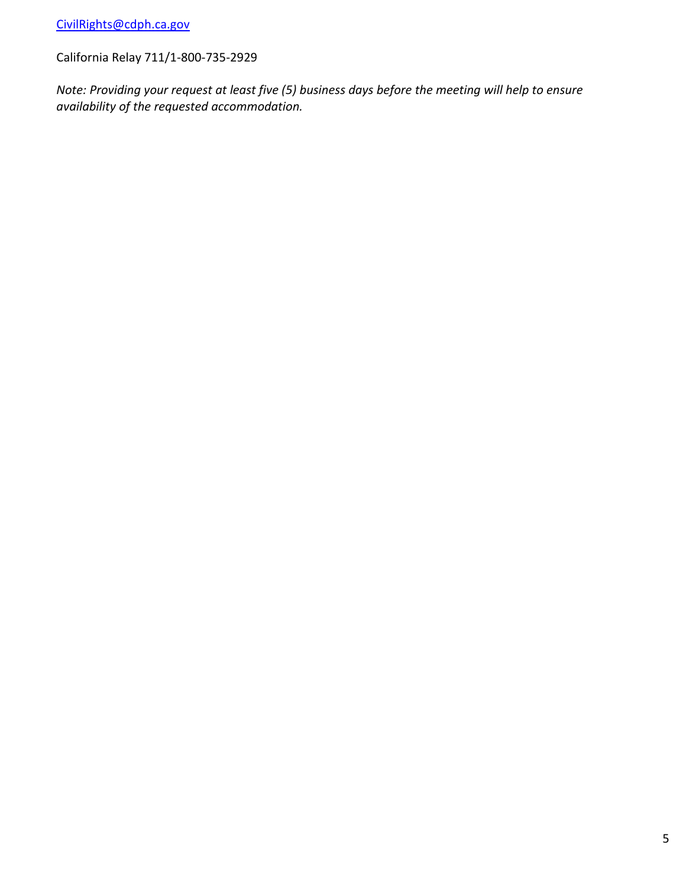CivilRights@cdph.ca.gov

California Relay 711/1-800-735-2929

*Note: Providing your request at least five (5) business days before the meeting will help to ensure availability of the requested accommodation.*